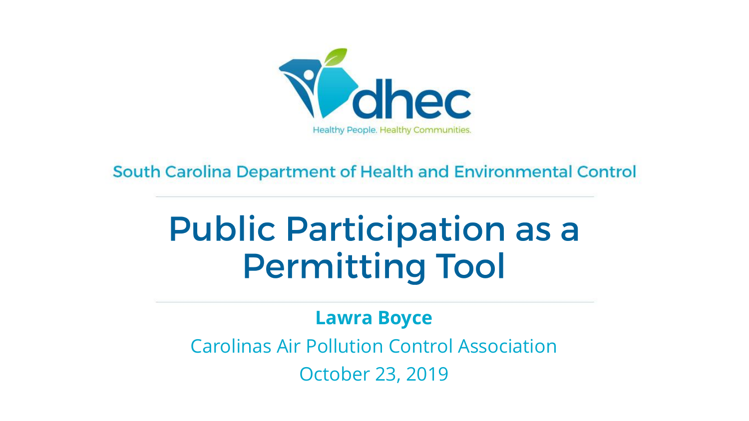dhec

Healthy People. Healthy Communities.

South Carolina Department of Health and Environmental Control

# Public Participation as a Permitting Tool

**Lawra Boyce**

Carolinas Air Pollution Control Association

October 23, 2019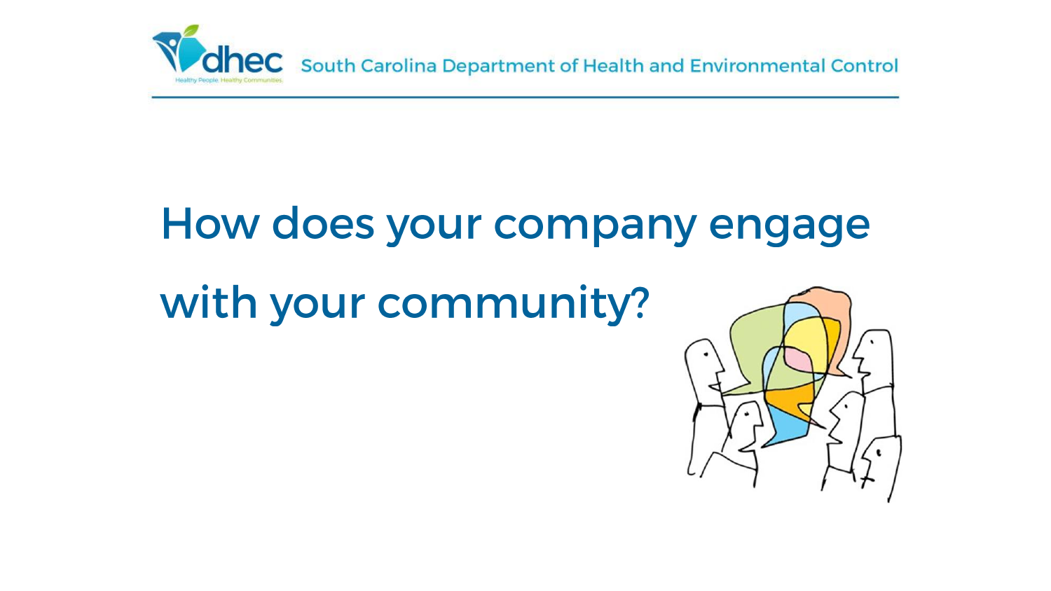# How does your company engage with your community?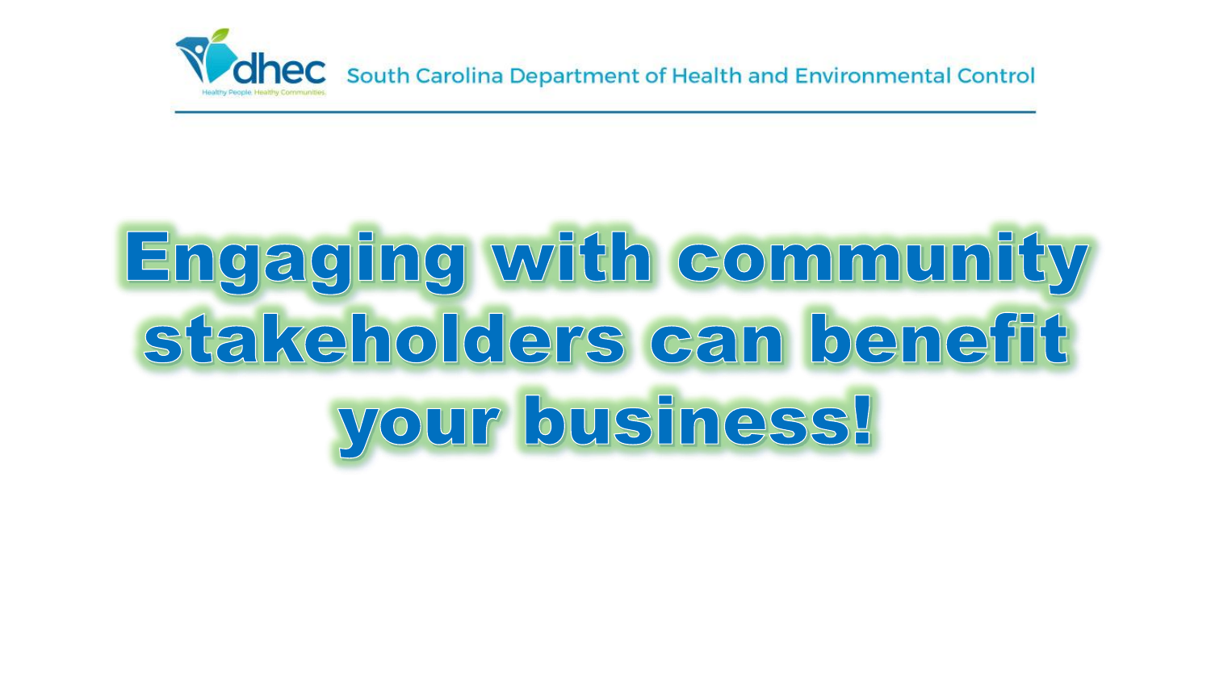# Engaging with community stakeholders can benefit your business!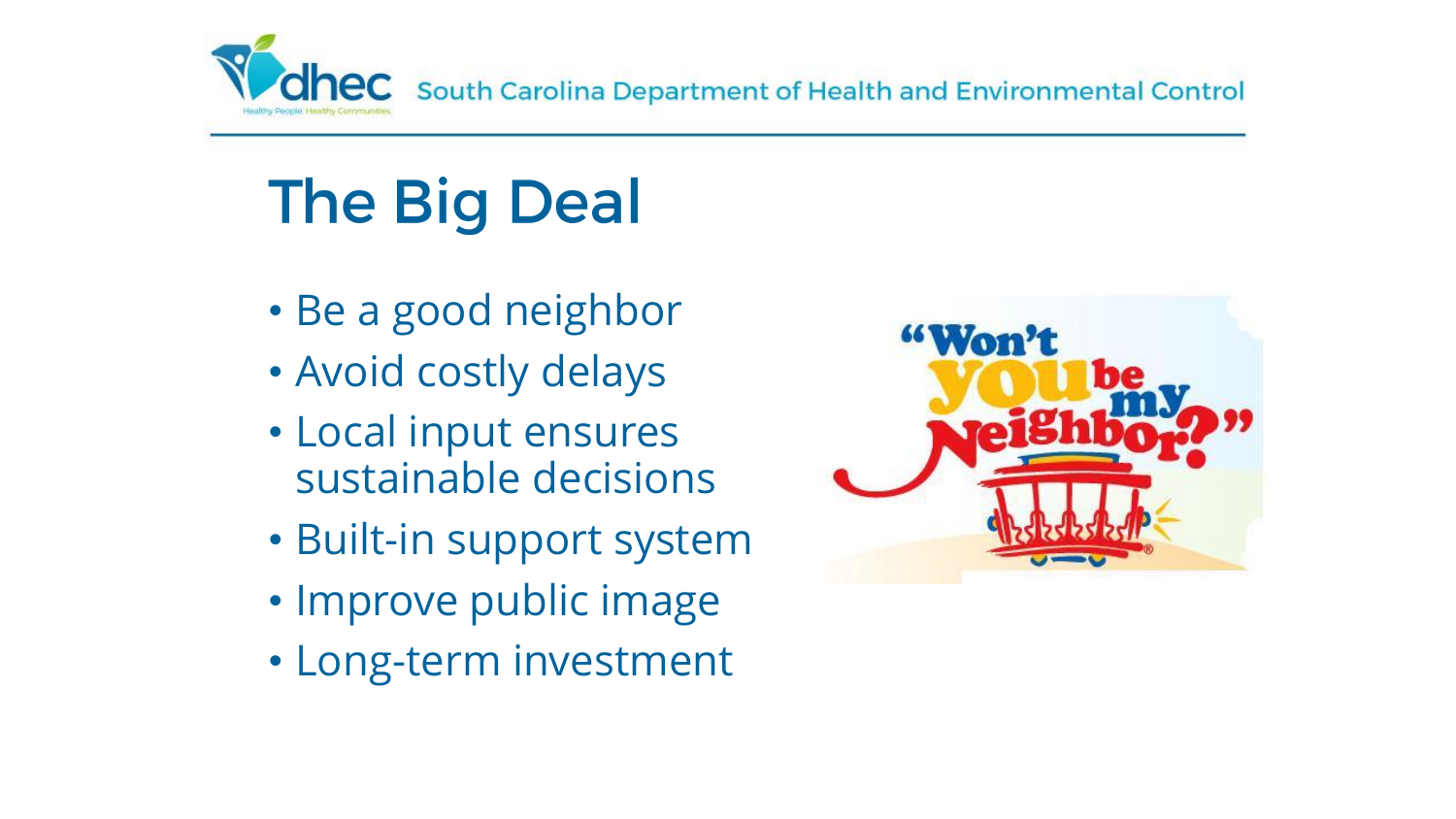# The Big Deal

- Be a good neighbor
- Avoid costly delays
- Local input ensures sustainable decisions
- Built-in support system
- Improve public image
- Long-term investment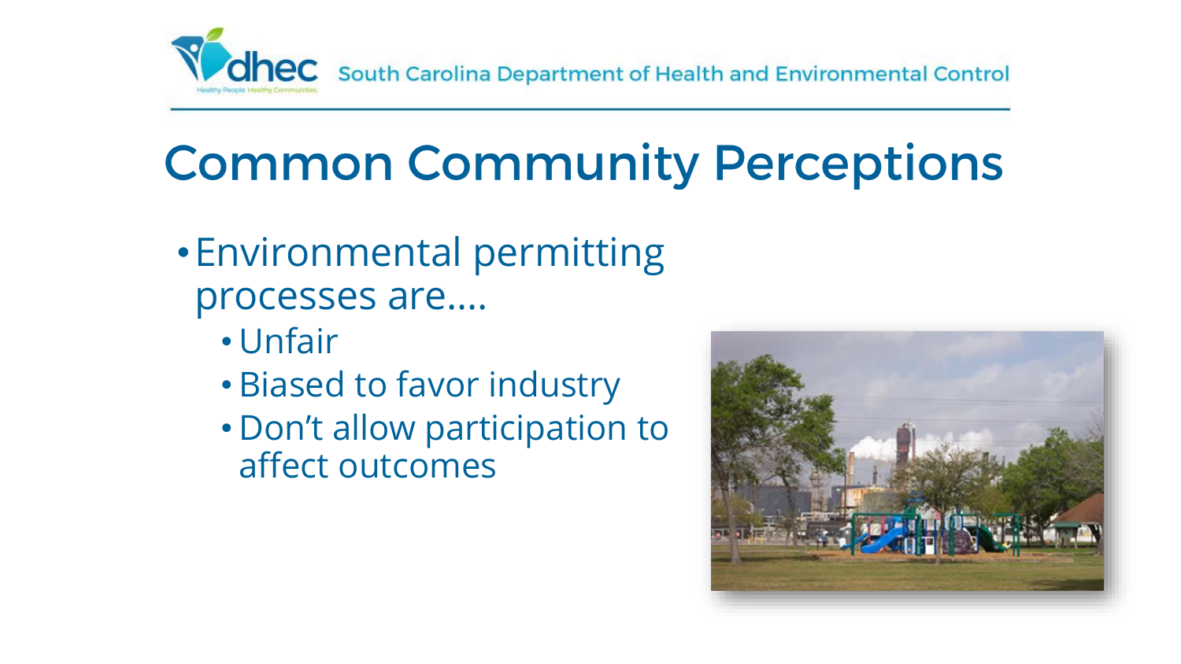# Common Community Perceptions

- Environmental permitting processes are....
  - Unfair
  - Biased to favor industry
  - Don't allow participation to affect outcomes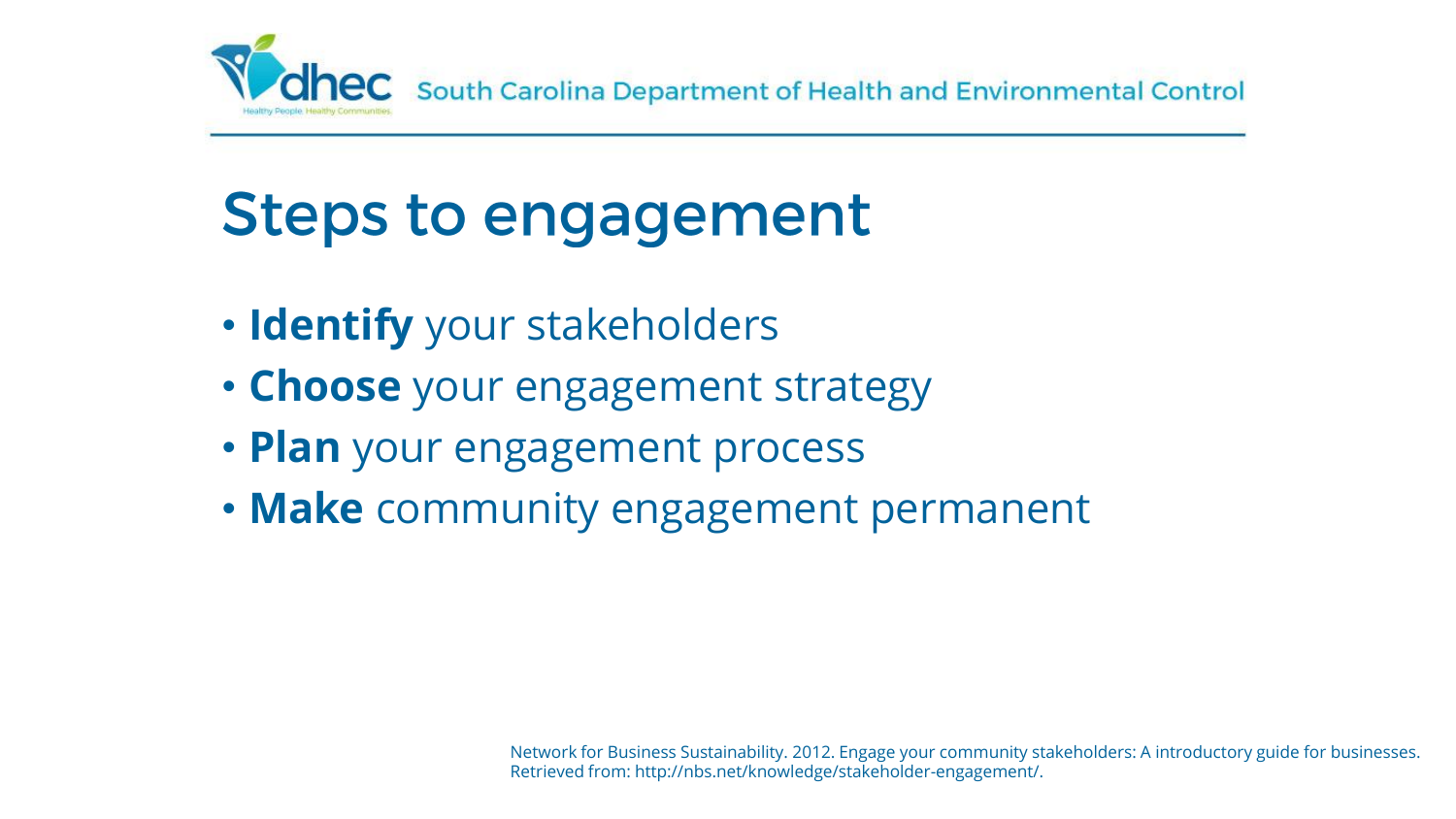# Steps to engagement

- **Identify** your stakeholders
- **Choose** your engagement strategy
- **Plan** your engagement process
- **Make** community engagement permanent

Network for Business Sustainability. 2012. Engage your community stakeholders: A introductory guide for businesses. Retrieved from: http://nbs.net/knowledge/stakeholder-engagement/.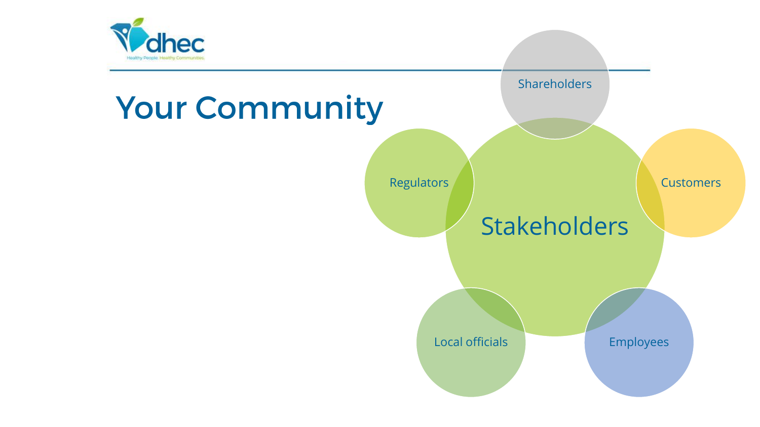# Your Community

- Stakeholders
  - Shareholders
  - Customers
  - Employees
  - Local officials
  - Regulators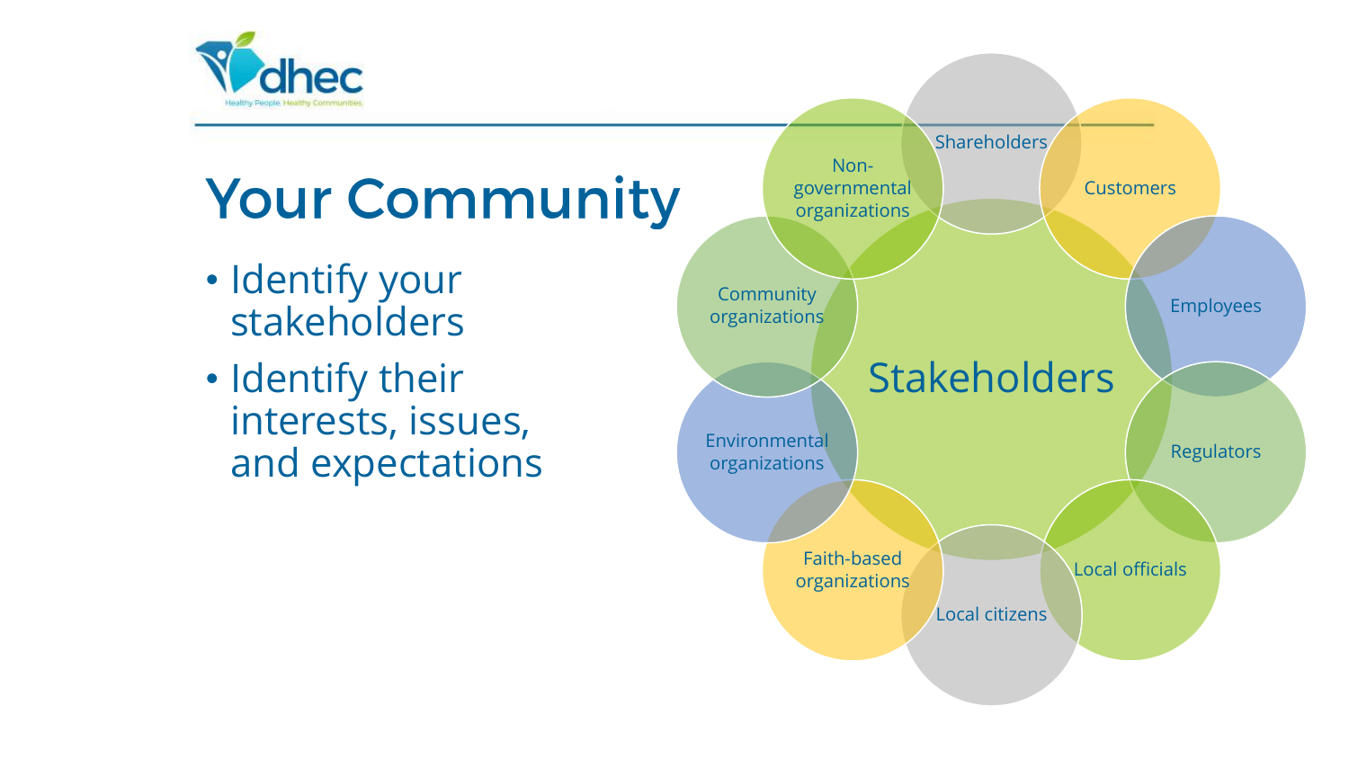# Your Community

- Identify your stakeholders
- Identify their interests, issues, and expectations

Stakeholders

- Shareholders
- Customers
- Employees
- Regulators
- Local officials
- Local citizens
- Faith-based organizations
- Environmental organizations
- Community organizations
- Non-governmental organizations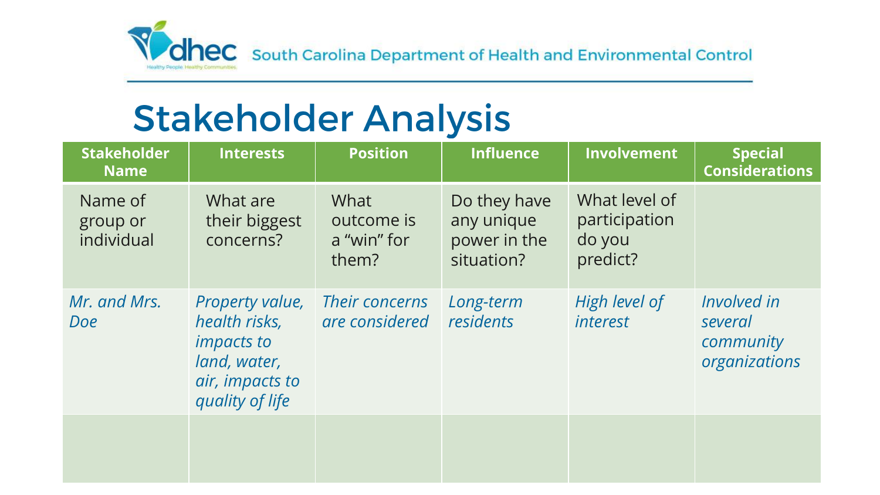# Stakeholder Analysis

| Stakeholder Name | Interests | Position | Influence | Involvement | Special Considerations |
| --- | --- | --- | --- | --- | --- |
| Name of group or individual | What are their biggest concerns? | What outcome is a "win" for them? | Do they have any unique power in the situation? | What level of participation do you predict? | |
| *Mr. and Mrs. Doe* | *Property value, health risks, impacts to land, water, air, impacts to quality of life* | *Their concerns are considered* | *Long-term residents* | *High level of interest* | *Involved in several community organizations* |
| | | | | | |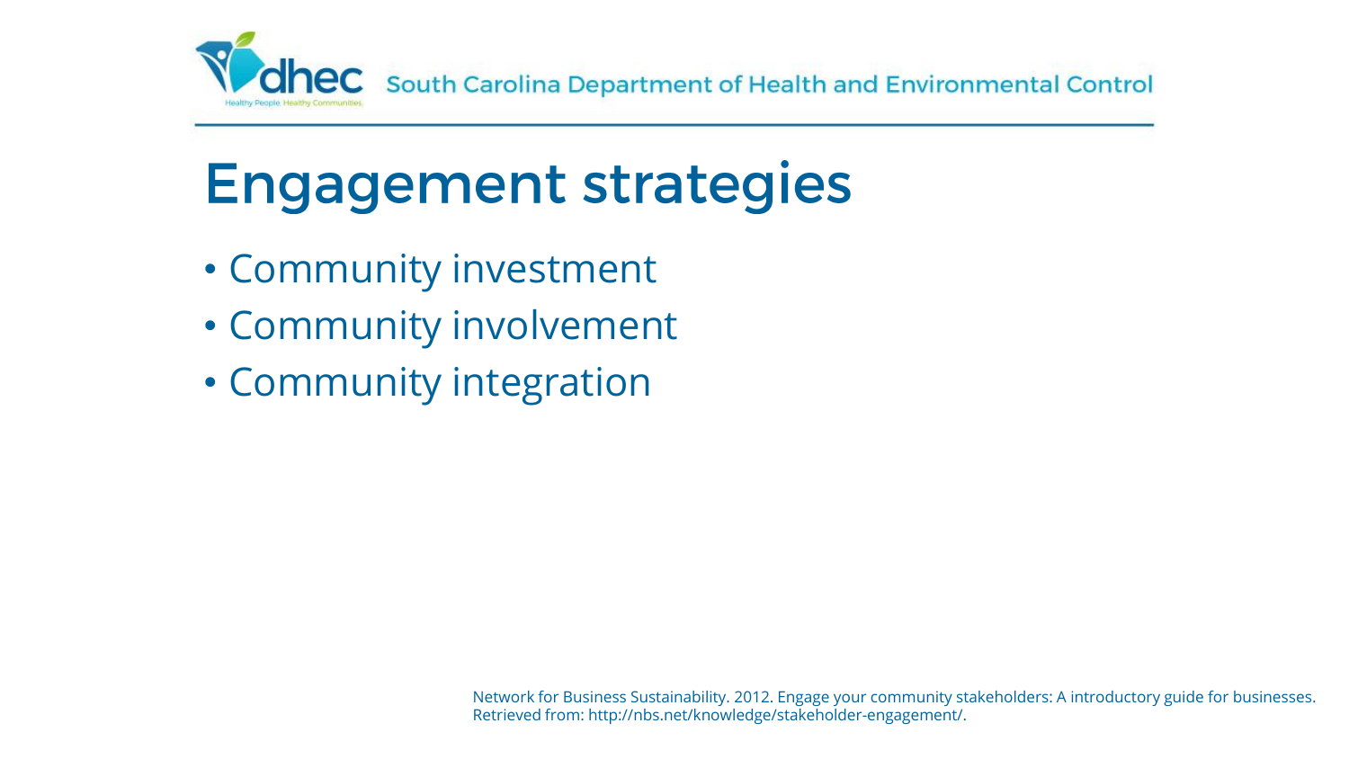# Engagement strategies

- Community investment
- Community involvement
- Community integration

Network for Business Sustainability. 2012. Engage your community stakeholders: A introductory guide for businesses. Retrieved from: http://nbs.net/knowledge/stakeholder-engagement/.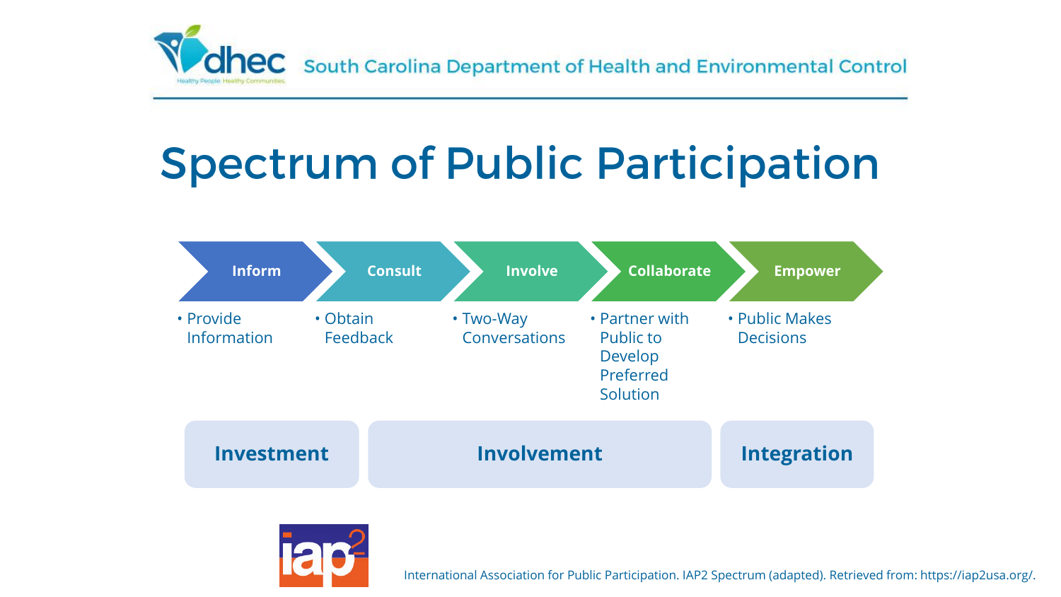# Spectrum of Public Participation

| Inform | Consult | Involve | Collaborate | Empower |
|---|---|---|---|---|
| Provide Information | Obtain Feedback | Two-Way Conversations | Partner with Public to Develop Preferred Solution | Public Makes Decisions |

**Investment** (Inform) | **Involvement** (Consult, Involve, Collaborate) | **Integration** (Empower)

International Association for Public Participation. IAP2 Spectrum (adapted). Retrieved from: https://iap2usa.org/.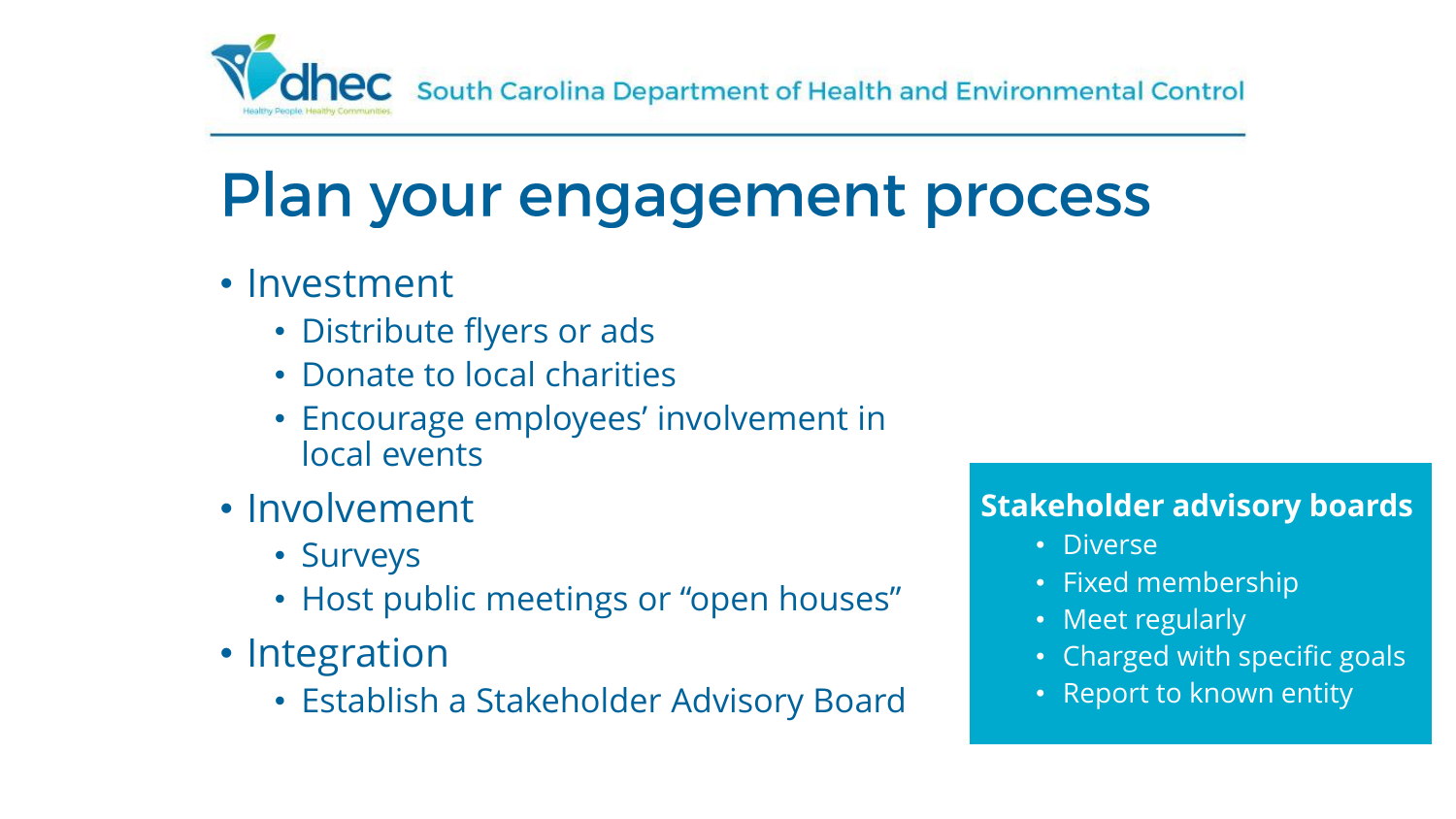# Plan your engagement process

- Investment
  - Distribute flyers or ads
  - Donate to local charities
  - Encourage employees' involvement in local events
- Involvement
  - Surveys
  - Host public meetings or "open houses"
- Integration
  - Establish a Stakeholder Advisory Board

**Stakeholder advisory boards**

- Diverse
- Fixed membership
- Meet regularly
- Charged with specific goals
- Report to known entity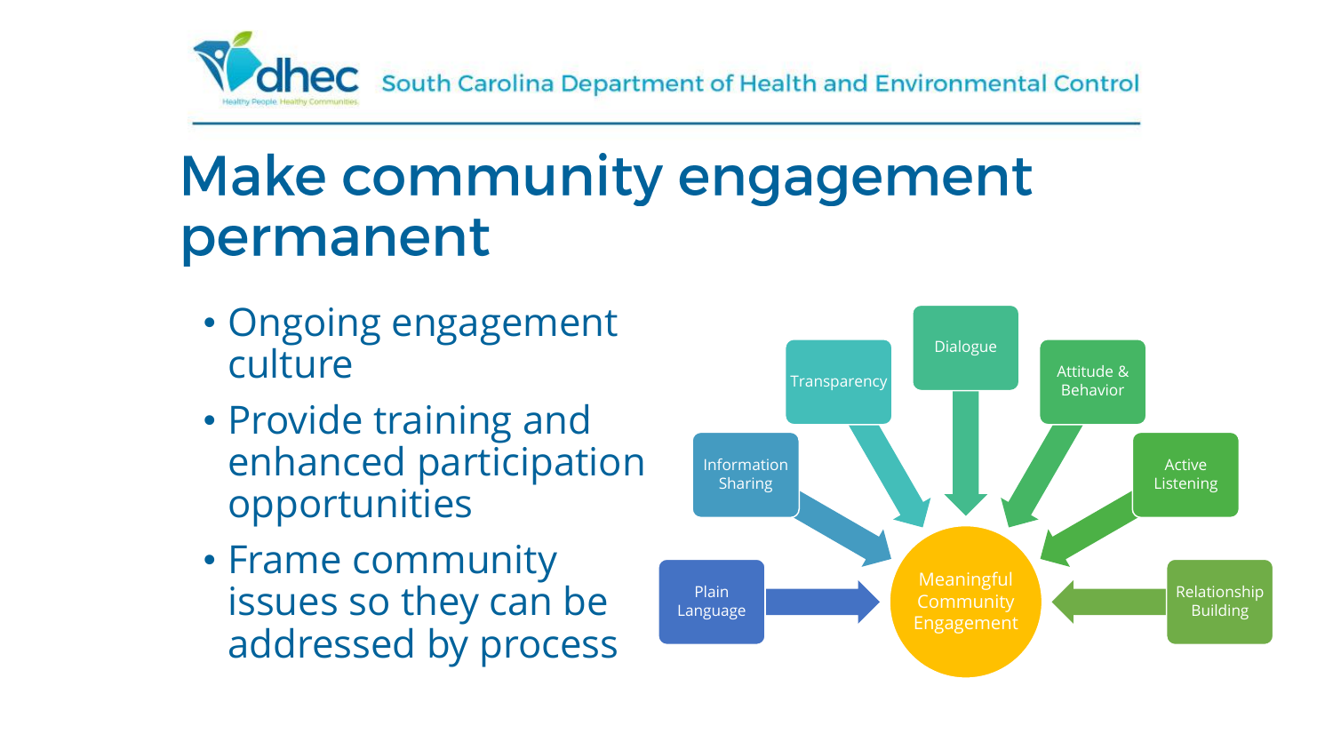# Make community engagement permanent

- Ongoing engagement culture
- Provide training and enhanced participation opportunities
- Frame community issues so they can be addressed by process

Plain Language

Information Sharing

Transparency

Dialogue

Attitude & Behavior

Active Listening

Relationship Building

Meaningful Community Engagement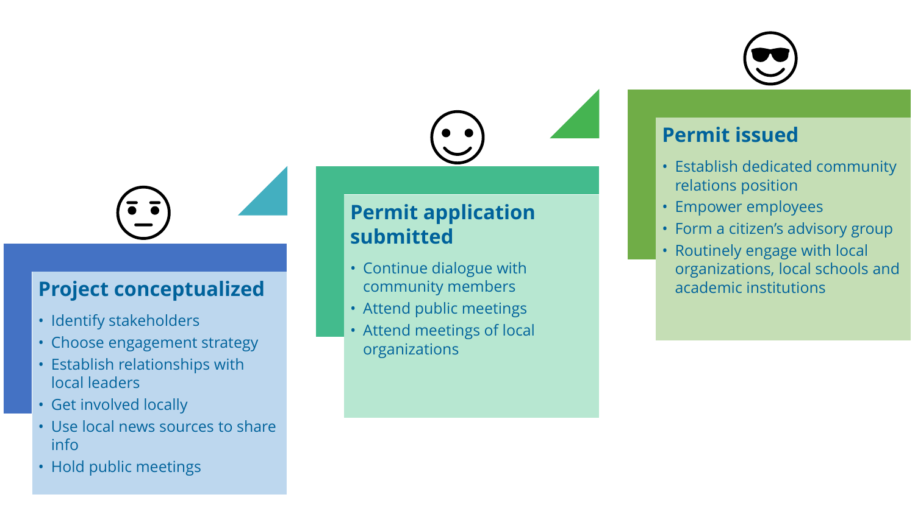## Project conceptualized

- Identify stakeholders
- Choose engagement strategy
- Establish relationships with local leaders
- Get involved locally
- Use local news sources to share info
- Hold public meetings

## Permit application submitted

- Continue dialogue with community members
- Attend public meetings
- Attend meetings of local organizations

## Permit issued

- Establish dedicated community relations position
- Empower employees
- Form a citizen's advisory group
- Routinely engage with local organizations, local schools and academic institutions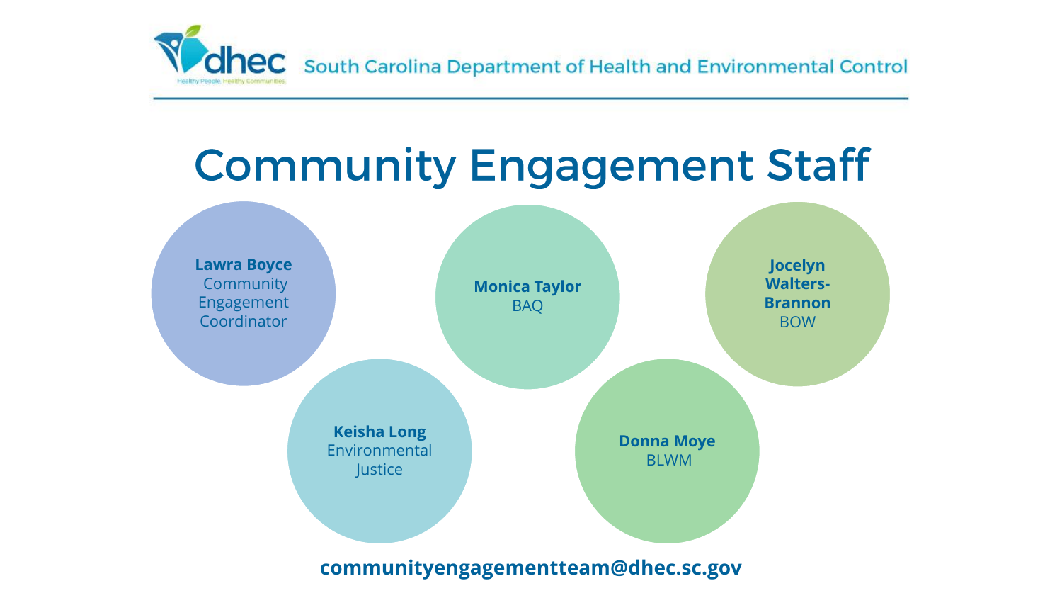South Carolina Department of Health and Environmental Control

# Community Engagement Staff

**Lawra Boyce**
Community Engagement Coordinator

**Keisha Long**
Environmental Justice

**Monica Taylor**
BAQ

**Donna Moye**
BLWM

**Jocelyn Walters-Brannon**
BOW

**communityengagementteam@dhec.sc.gov**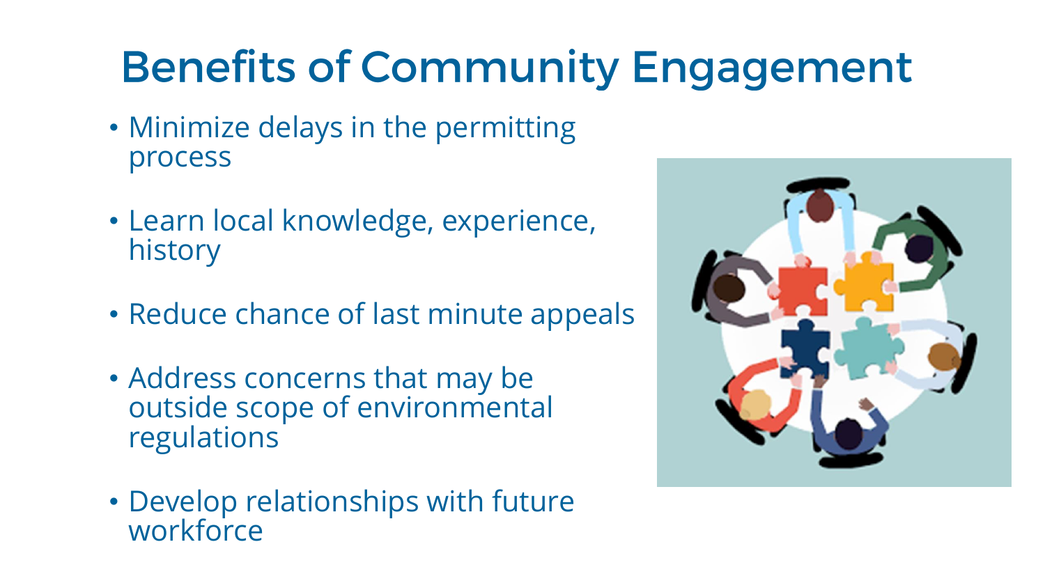# Benefits of Community Engagement

- Minimize delays in the permitting process
- Learn local knowledge, experience, history
- Reduce chance of last minute appeals
- Address concerns that may be outside scope of environmental regulations
- Develop relationships with future workforce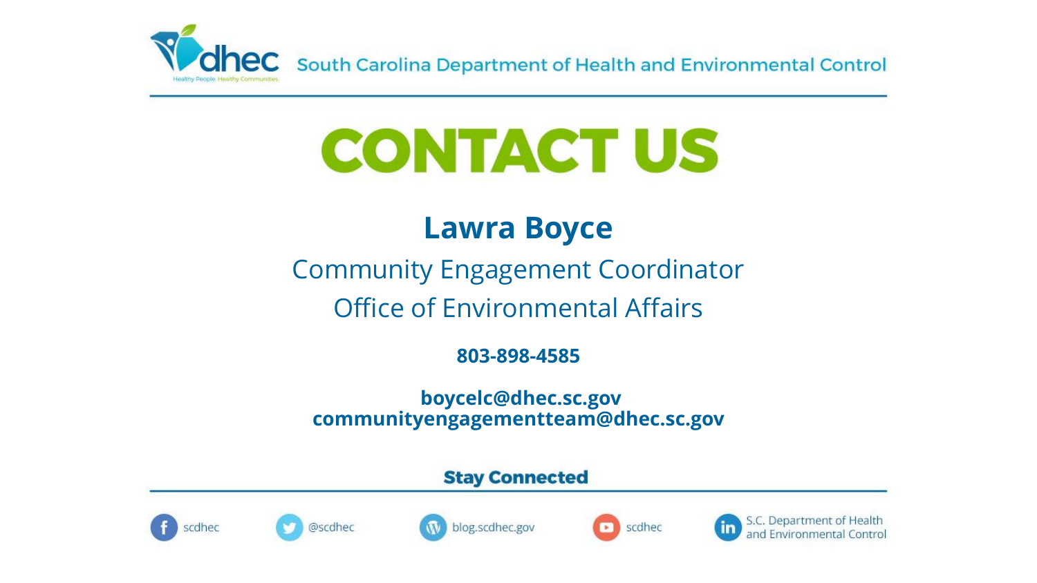dhec

Healthy People. Healthy Communities.

South Carolina Department of Health and Environmental Control

# CONTACT US

## Lawra Boyce

Community Engagement Coordinator

Office of Environmental Affairs

**803-898-4585**

**boycelc@dhec.sc.gov**
**communityengagementteam@dhec.sc.gov**

**Stay Connected**

scdhec

@scdhec

blog.scdhec.gov

scdhec

S.C. Department of Health and Environmental Control